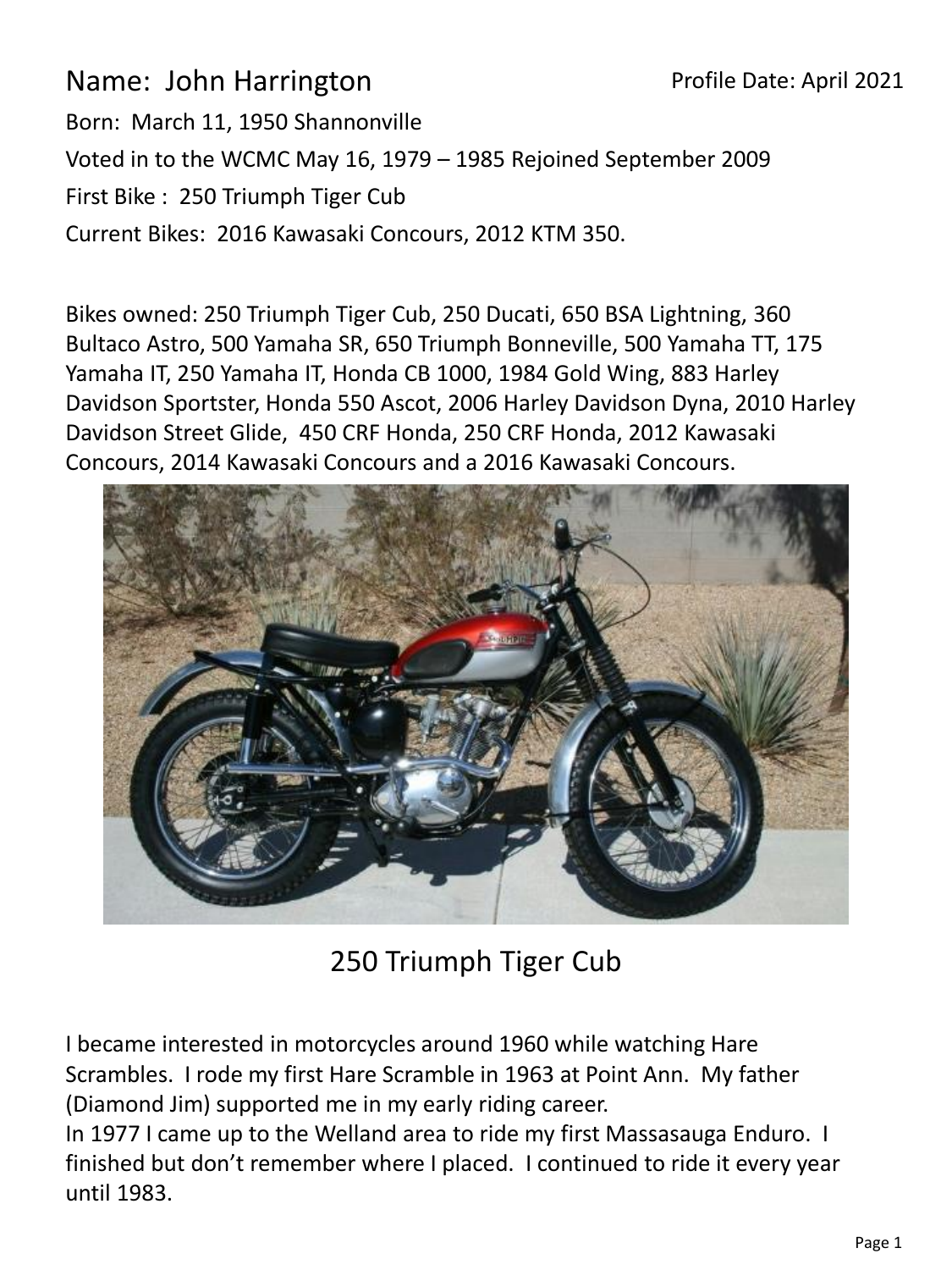Name: John Harrington

Profile Date: April 2021

Born: March 11, 1950 Shannonville

Voted in to the WCMC May 16, 1979 – 1985 Rejoined September 2009

First Bike : 250 Triumph Tiger Cub

Current Bikes: 2016 Kawasaki Concours, 2012 KTM 350.

Bikes owned: 250 Triumph Tiger Cub, 250 Ducati, 650 BSA Lightning, 360 Bultaco Astro, 500 Yamaha SR, 650 Triumph Bonneville, 500 Yamaha TT, 175 Yamaha IT, 250 Yamaha IT, Honda CB 1000, 1984 Gold Wing, 883 Harley Davidson Sportster, Honda 550 Ascot, 2006 Harley Davidson Dyna, 2010 Harley Davidson Street Glide, 450 CRF Honda, 250 CRF Honda, 2012 Kawasaki Concours, 2014 Kawasaki Concours and a 2016 Kawasaki Concours.

250 Triumph Tiger Cub

I became interested in motorcycles around 1960 while watching Hare Scrambles. I rode my first Hare Scramble in 1963 at Point Ann. My father (Diamond Jim) supported me in my early riding career.
In 1977 I came up to the Welland area to ride my first Massasauga Enduro. I finished but don't remember where I placed. I continued to ride it every year until 1983.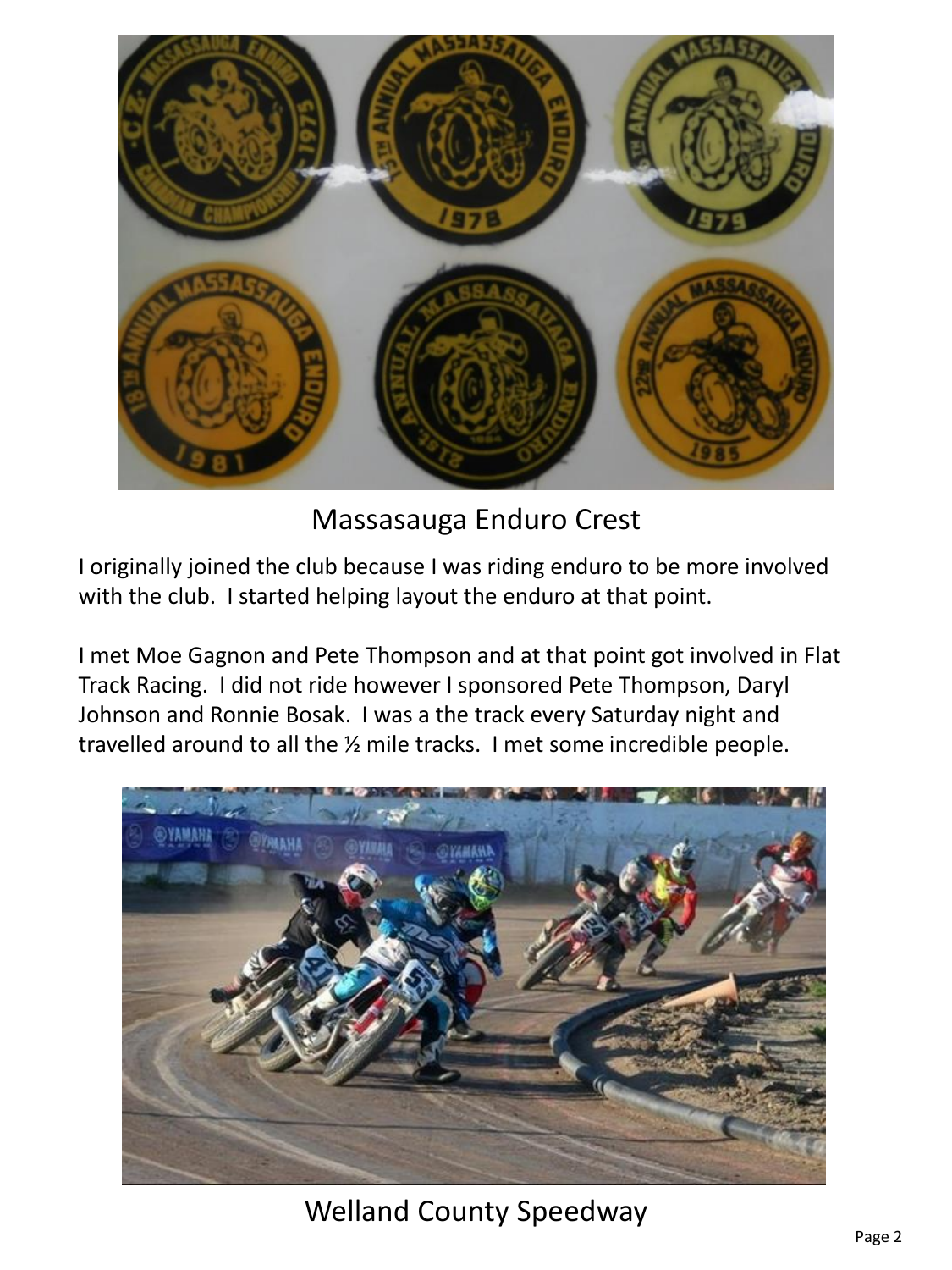Massasauga Enduro Crest

I originally joined the club because I was riding enduro to be more involved with the club. I started helping layout the enduro at that point.

I met Moe Gagnon and Pete Thompson and at that point got involved in Flat Track Racing. I did not ride however I sponsored Pete Thompson, Daryl Johnson and Ronnie Bosak. I was a the track every Saturday night and travelled around to all the ½ mile tracks. I met some incredible people.

Welland County Speedway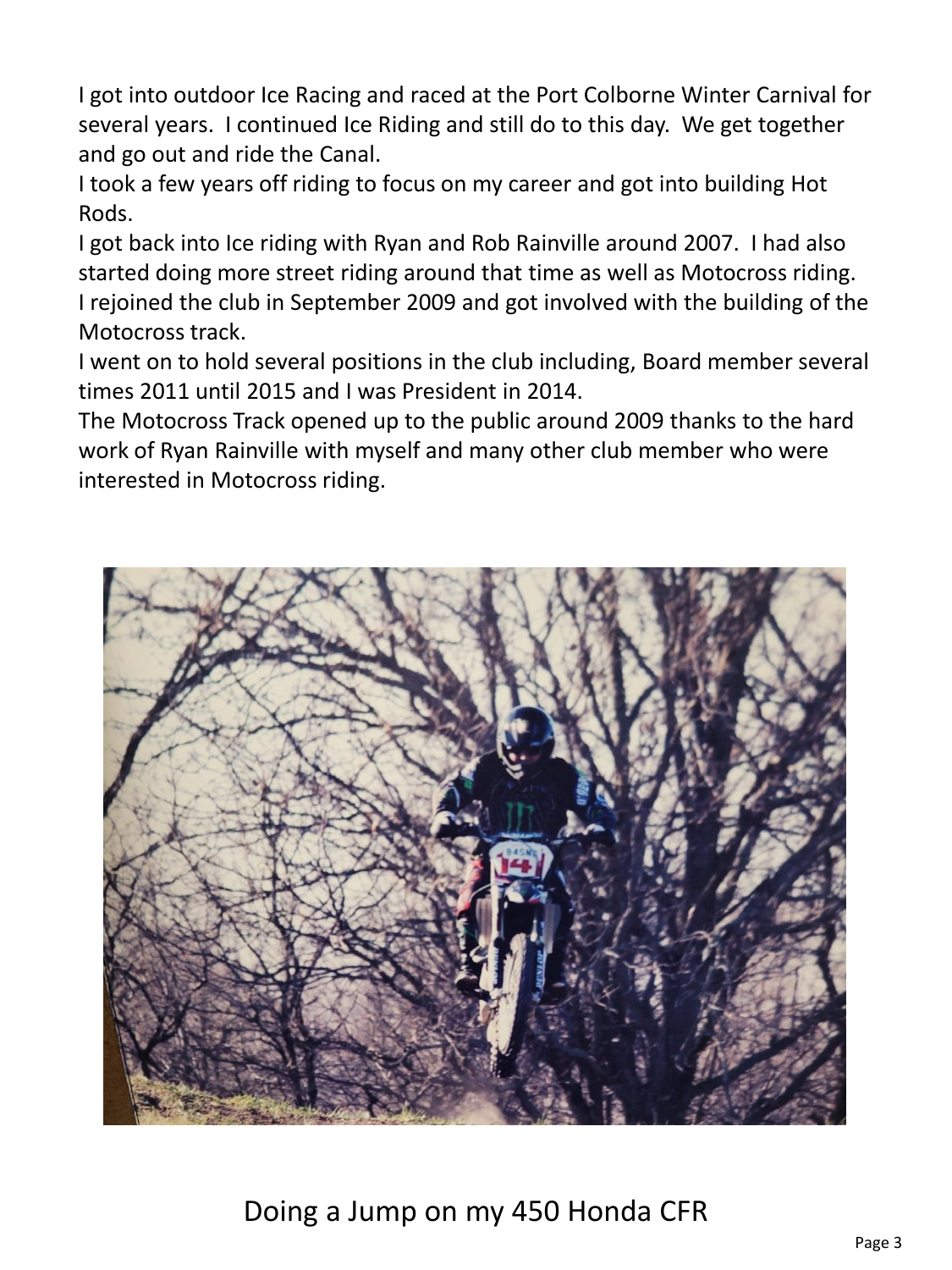I got into outdoor Ice Racing and raced at the Port Colborne Winter Carnival for several years. I continued Ice Riding and still do to this day. We get together and go out and ride the Canal.

I took a few years off riding to focus on my career and got into building Hot Rods.

I got back into Ice riding with Ryan and Rob Rainville around 2007. I had also started doing more street riding around that time as well as Motocross riding.

I rejoined the club in September 2009 and got involved with the building of the Motocross track.

I went on to hold several positions in the club including, Board member several times 2011 until 2015 and I was President in 2014.

The Motocross Track opened up to the public around 2009 thanks to the hard work of Ryan Rainville with myself and many other club member who were interested in Motocross riding.

Doing a Jump on my 450 Honda CFR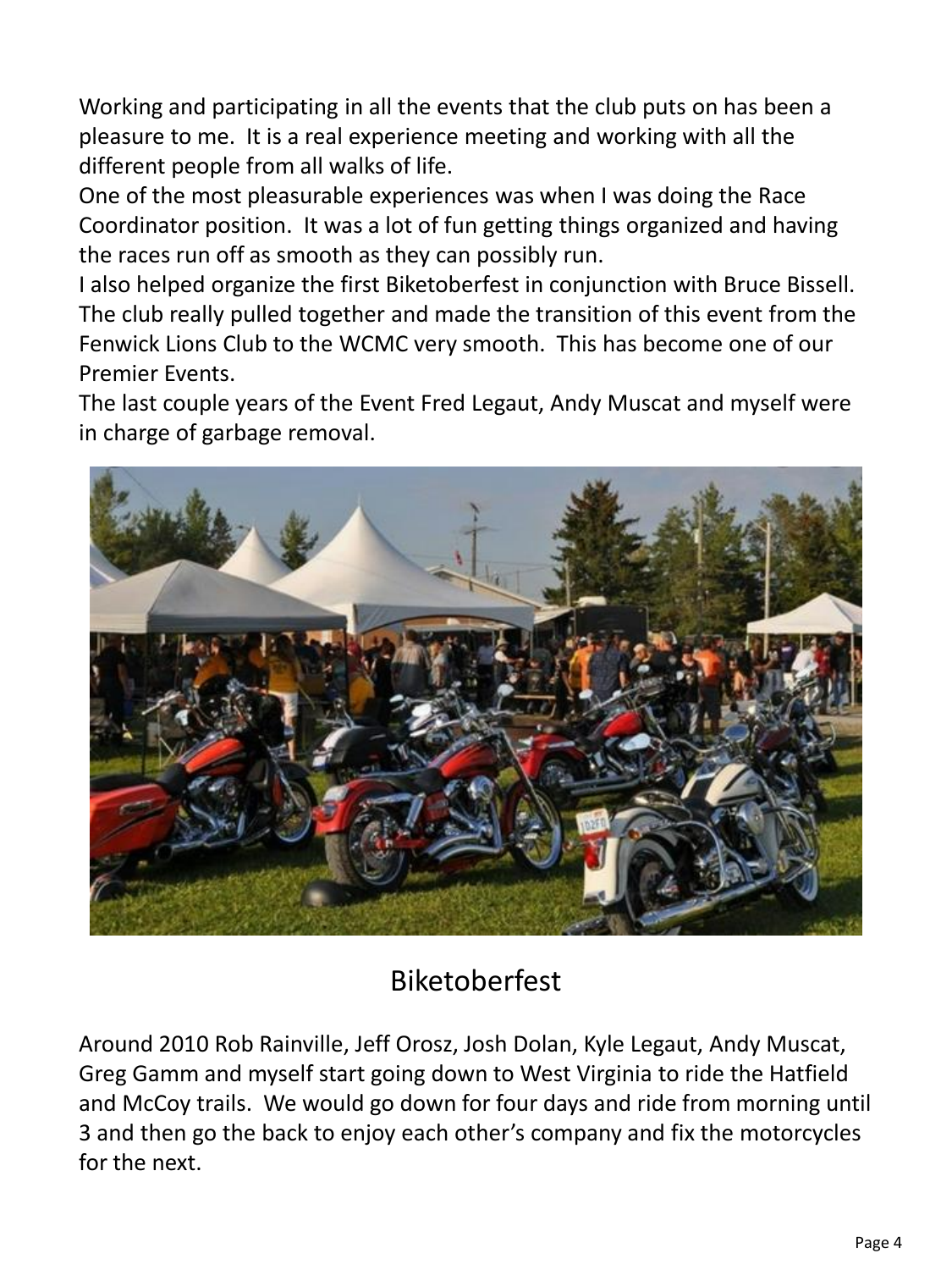Working and participating in all the events that the club puts on has been a pleasure to me. It is a real experience meeting and working with all the different people from all walks of life.

One of the most pleasurable experiences was when I was doing the Race Coordinator position. It was a lot of fun getting things organized and having the races run off as smooth as they can possibly run.

I also helped organize the first Biketoberfest in conjunction with Bruce Bissell. The club really pulled together and made the transition of this event from the Fenwick Lions Club to the WCMC very smooth. This has become one of our Premier Events.

The last couple years of the Event Fred Legaut, Andy Muscat and myself were in charge of garbage removal.

Biketoberfest

Around 2010 Rob Rainville, Jeff Orosz, Josh Dolan, Kyle Legaut, Andy Muscat, Greg Gamm and myself start going down to West Virginia to ride the Hatfield and McCoy trails. We would go down for four days and ride from morning until 3 and then go the back to enjoy each other's company and fix the motorcycles for the next.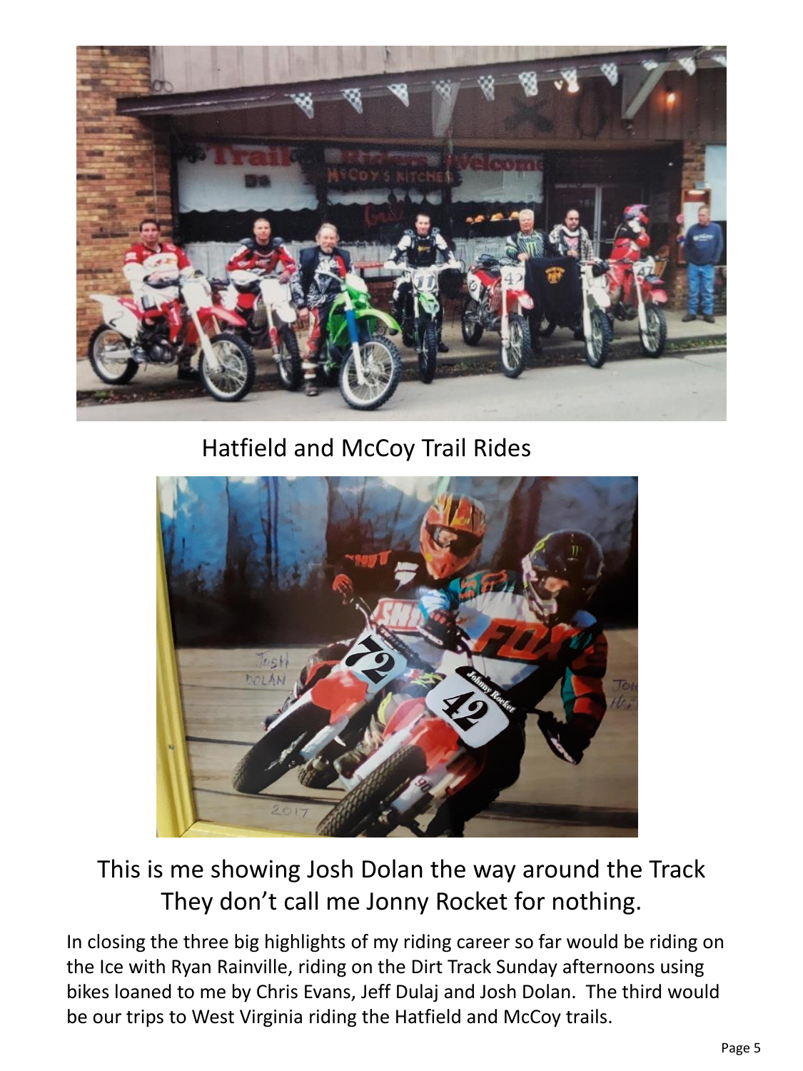Hatfield and McCoy Trail Rides

This is me showing Josh Dolan the way around the Track
They don't call me Jonny Rocket for nothing.

In closing the three big highlights of my riding career so far would be riding on the Ice with Ryan Rainville, riding on the Dirt Track Sunday afternoons using bikes loaned to me by Chris Evans, Jeff Dulaj and Josh Dolan. The third would be our trips to West Virginia riding the Hatfield and McCoy trails.